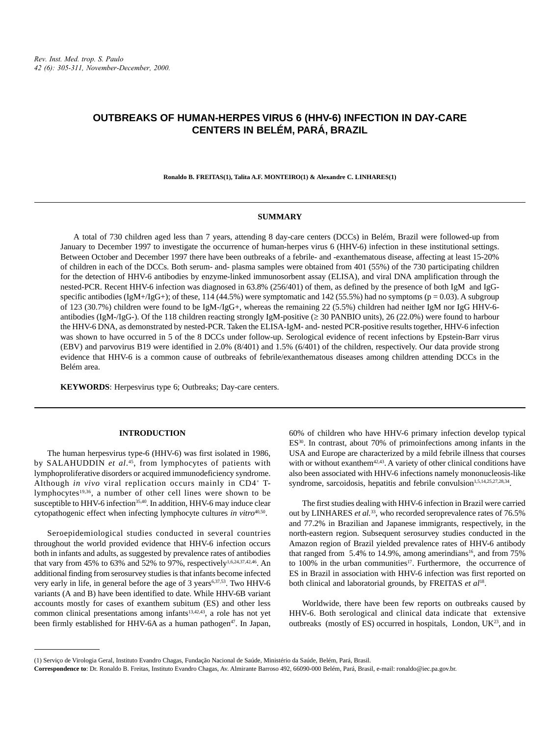# OUTBREAKS OF HUMAN-HERPES VIRUS 6 (HHV-6) INFECTION IN DAY-CARE CENTERS IN BELÉM, PARÁ, BRAZIL

**Ronaldo B. FREITAS(1), Talita A.F. MONTEIRO(1) & Alexandre C. LINHARES(1)**

## SUMMARY

A total of 730 children aged less than 7 years, attending 8 day-care centers (DCCs) in Belém, Brazil were followed-up from January to December 1997 to investigate the occurrence of human-herpes virus 6 (HHV-6) infection in these institutional settings. Between October and December 1997 there have been outbreaks of a febrile- and -exanthematous disease, affecting at least 15-20% of children in each of the DCCs. Both serum- and- plasma samples were obtained from 401 (55%) of the 730 participating children for the detection of HHV-6 antibodies by enzyme-linked immunosorbent assay (ELISA), and viral DNA amplification through the nested-PCR. Recent HHV-6 infection was diagnosed in 63.8% (256/401) of them, as defined by the presence of both IgM and IgG-specific antibodies (IgM+/IgG+); of these, 114 (44.5%) were symptomatic and 142 (55.5%) had no symptoms ($p = 0.03$). A subgroup of 123 (30.7%) children were found to be IgM-/IgG+, whereas the remaining 22 (5.5%) children had neither IgM nor IgG HHV-6-antibodies (IgM-/IgG-). Of the 118 children reacting strongly IgM-positive ($\geq 30$ PANBIO units), 26 (22.0%) were found to harbour the HHV-6 DNA, as demonstrated by nested-PCR. Taken the ELISA-IgM- and- nested PCR-positive results together, HHV-6 infection was shown to have occurred in 5 of the 8 DCCs under follow-up. Serological evidence of recent infections by Epstein-Barr virus (EBV) and parvovirus B19 were identified in 2.0% (8/401) and 1.5% (6/401) of the children, respectively. Our data provide strong evidence that HHV-6 is a common cause of outbreaks of febrile/exanthematous diseases among children attending DCCs in the Belém area.

**KEYWORDS**: Herpesvirus type 6; Outbreaks; Day-care centers.

## INTRODUCTION

The human herpesvirus type-6 (HHV-6) was first isolated in 1986, by SALAHUDDIN *et al.*[45], from lymphocytes of patients with lymphoproliferative disorders or acquired immunodeficiency syndrome. Although *in vivo* viral replication occurs mainly in $CD4^+$ T-lymphocytes[19,36], a number of other cell lines were shown to be susceptible to HHV-6 infection[35,40]. In addition, HHV-6 may induce clear cytopathogenic effect when infecting lymphocyte cultures *in vitro*[40,50].

Seroepidemiological studies conducted in several countries throughout the world provided evidence that HHV-6 infection occurs both in infants and adults, as suggested by prevalence rates of antibodies that vary from 45% to 63% and 52% to 97%, respectively[1,6,24,37,42,46]. An additional finding from serosurvey studies is that infants become infected very early in life, in general before the age of 3 years[6,37,53]. Two HHV-6 variants (A and B) have been identified to date. While HHV-6B variant accounts mostly for cases of exanthem subitum (ES) and other less common clinical presentations among infants[13,42,43], a role has not yet been firmly established for HHV-6A as a human pathogen[47]. In Japan, 60% of children who have HHV-6 primary infection develop typical ES[30]. In contrast, about 70% of primoinfections among infants in the USA and Europe are characterized by a mild febrile illness that courses with or without exanthem[42,43]. A variety of other clinical conditions have also been associated with HHV-6 infections namely mononucleosis-like syndrome, sarcoidosis, hepatitis and febrile convulsion[1,5,14,25,27,28,34].

The first studies dealing with HHV-6 infection in Brazil were carried out by LINHARES *et al.*[33], who recorded seroprevalence rates of 76.5% and 77.2% in Brazilian and Japanese immigrants, respectively, in the north-eastern region. Subsequent serosurvey studies conducted in the Amazon region of Brazil yielded prevalence rates of HHV-6 antibody that ranged from 5.4% to 14.9%, among amerindians[16], and from 75% to 100% in the urban communities[17]. Furthermore, the occurrence of ES in Brazil in association with HHV-6 infection was first reported on both clinical and laboratorial grounds, by FREITAS *et al*[18].

Worldwide, there have been few reports on outbreaks caused by HHV-6. Both serological and clinical data indicate that extensive outbreaks (mostly of ES) occurred in hospitals, London, UK[23], and in

(1) Serviço de Virologia Geral, Instituto Evandro Chagas, Fundação Nacional de Saúde, Ministério da Saúde, Belém, Pará, Brasil.
**Correspondence to**: Dr. Ronaldo B. Freitas, Instituto Evandro Chagas, Av. Almirante Barroso 492, 66090-000 Belém, Pará, Brasil, e-mail: ronaldo@iec.pa.gov.br.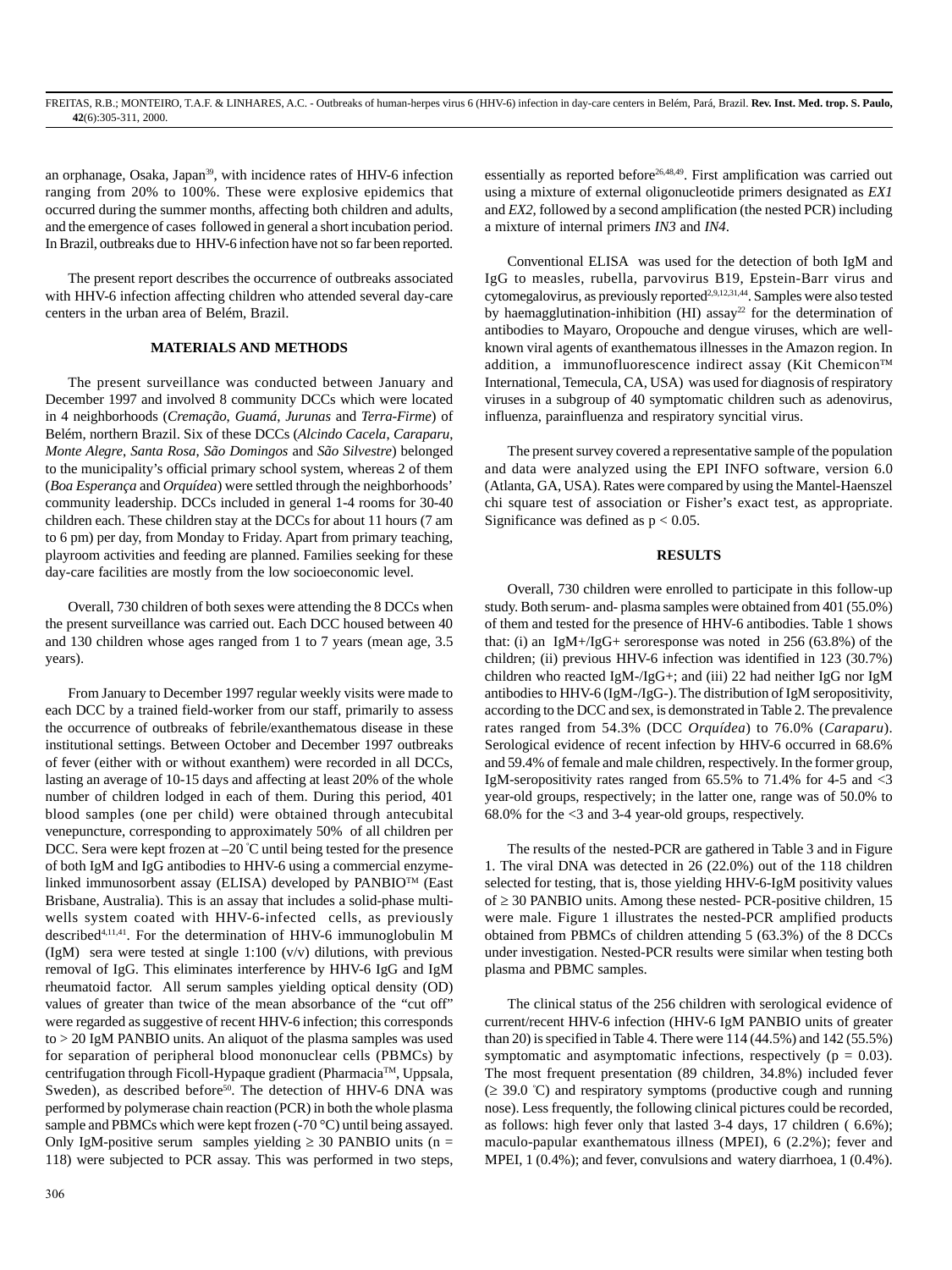an orphanage, Osaka, Japan[39], with incidence rates of HHV-6 infection ranging from 20% to 100%. These were explosive epidemics that occurred during the summer months, affecting both children and adults, and the emergence of cases followed in general a short incubation period. In Brazil, outbreaks due to HHV-6 infection have not so far been reported.

The present report describes the occurrence of outbreaks associated with HHV-6 infection affecting children who attended several day-care centers in the urban area of Belém, Brazil.

## MATERIALS AND METHODS

The present surveillance was conducted between January and December 1997 and involved 8 community DCCs which were located in 4 neighborhoods (*Cremação*, *Guamá*, *Jurunas* and *Terra-Firme*) of Belém, northern Brazil. Six of these DCCs (*Alcindo Cacela*, *Caraparu*, *Monte Alegre*, *Santa Rosa*, *São Domingos* and *São Silvestre*) belonged to the municipality's official primary school system, whereas 2 of them (*Boa Esperança* and *Orquídea*) were settled through the neighborhoods' community leadership. DCCs included in general 1-4 rooms for 30-40 children each. These children stay at the DCCs for about 11 hours (7 am to 6 pm) per day, from Monday to Friday. Apart from primary teaching, playroom activities and feeding are planned. Families seeking for these day-care facilities are mostly from the low socioeconomic level.

Overall, 730 children of both sexes were attending the 8 DCCs when the present surveillance was carried out. Each DCC housed between 40 and 130 children whose ages ranged from 1 to 7 years (mean age, 3.5 years).

From January to December 1997 regular weekly visits were made to each DCC by a trained field-worker from our staff, primarily to assess the occurrence of outbreaks of febrile/exanthematous disease in these institutional settings. Between October and December 1997 outbreaks of fever (either with or without exanthem) were recorded in all DCCs, lasting an average of 10-15 days and affecting at least 20% of the whole number of children lodged in each of them. During this period, 401 blood samples (one per child) were obtained through antecubital venepuncture, corresponding to approximately 50% of all children per DCC. Sera were kept frozen at –20 °C until being tested for the presence of both IgM and IgG antibodies to HHV-6 using a commercial enzyme-linked immunosorbent assay (ELISA) developed by PANBIO™ (East Brisbane, Australia). This is an assay that includes a solid-phase multi-wells system coated with HHV-6-infected cells, as previously described[4,11,41]. For the determination of HHV-6 immunoglobulin M (IgM) sera were tested at single 1:100 (v/v) dilutions, with previous removal of IgG. This eliminates interference by HHV-6 IgG and IgM rheumatoid factor. All serum samples yielding optical density (OD) values of greater than twice of the mean absorbance of the "cut off" were regarded as suggestive of recent HHV-6 infection; this corresponds to > 20 IgM PANBIO units. An aliquot of the plasma samples was used for separation of peripheral blood mononuclear cells (PBMCs) by centrifugation through Ficoll-Hypaque gradient (Pharmacia™, Uppsala, Sweden), as described before[50]. The detection of HHV-6 DNA was performed by polymerase chain reaction (PCR) in both the whole plasma sample and PBMCs which were kept frozen (-70 °C) until being assayed. Only IgM-positive serum samples yielding ≥ 30 PANBIO units (n = 118) were subjected to PCR assay. This was performed in two steps, essentially as reported before[26,48,49]. First amplification was carried out using a mixture of external oligonucleotide primers designated as *EX1* and *EX2*, followed by a second amplification (the nested PCR) including a mixture of internal primers *IN3* and *IN4*.

Conventional ELISA was used for the detection of both IgM and IgG to measles, rubella, parvovirus B19, Epstein-Barr virus and cytomegalovirus, as previously reported[2,9,12,31,44]. Samples were also tested by haemagglutination-inhibition (HI) assay[22] for the determination of antibodies to Mayaro, Oropouche and dengue viruses, which are well-known viral agents of exanthematous illnesses in the Amazon region. In addition, a immunofluorescence indirect assay (Kit Chemicon™ International, Temecula, CA, USA) was used for diagnosis of respiratory viruses in a subgroup of 40 symptomatic children such as adenovirus, influenza, parainfluenza and respiratory syncitial virus.

The present survey covered a representative sample of the population and data were analyzed using the EPI INFO software, version 6.0 (Atlanta, GA, USA). Rates were compared by using the Mantel-Haenszel chi square test of association or Fisher's exact test, as appropriate. Significance was defined as $p < 0.05$.

## RESULTS

Overall, 730 children were enrolled to participate in this follow-up study. Both serum- and- plasma samples were obtained from 401 (55.0%) of them and tested for the presence of HHV-6 antibodies. Table 1 shows that: (i) an IgM+/IgG+ seroresponse was noted in 256 (63.8%) of the children; (ii) previous HHV-6 infection was identified in 123 (30.7%) children who reacted IgM-/IgG+; and (iii) 22 had neither IgG nor IgM antibodies to HHV-6 (IgM-/IgG-). The distribution of IgM seropositivity, according to the DCC and sex, is demonstrated in Table 2. The prevalence rates ranged from 54.3% (DCC *Orquídea*) to 76.0% (*Caraparu*). Serological evidence of recent infection by HHV-6 occurred in 68.6% and 59.4% of female and male children, respectively. In the former group, IgM-seropositivity rates ranged from 65.5% to 71.4% for 4-5 and <3 year-old groups, respectively; in the latter one, range was of 50.0% to 68.0% for the <3 and 3-4 year-old groups, respectively.

The results of the nested-PCR are gathered in Table 3 and in Figure 1. The viral DNA was detected in 26 (22.0%) out of the 118 children selected for testing, that is, those yielding HHV-6-IgM positivity values of ≥ 30 PANBIO units. Among these nested- PCR-positive children, 15 were male. Figure 1 illustrates the nested-PCR amplified products obtained from PBMCs of children attending 5 (63.3%) of the 8 DCCs under investigation. Nested-PCR results were similar when testing both plasma and PBMC samples.

The clinical status of the 256 children with serological evidence of current/recent HHV-6 infection (HHV-6 IgM PANBIO units of greater than 20) is specified in Table 4. There were 114 (44.5%) and 142 (55.5%) symptomatic and asymptomatic infections, respectively ($p = 0.03$). The most frequent presentation (89 children, 34.8%) included fever (≥ 39.0 °C) and respiratory symptoms (productive cough and running nose). Less frequently, the following clinical pictures could be recorded, as follows: high fever only that lasted 3-4 days, 17 children ( 6.6%); maculo-papular exanthematous illness (MPEI), 6 (2.2%); fever and MPEI, 1 (0.4%); and fever, convulsions and watery diarrhoea, 1 (0.4%).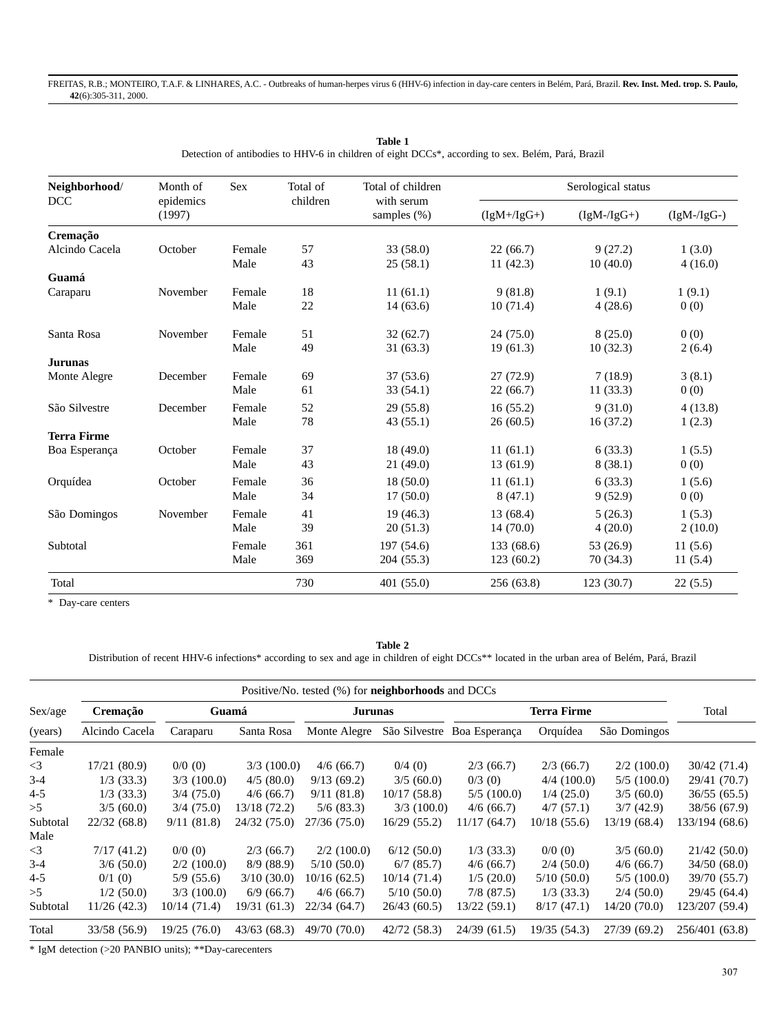**Table 1**
Detection of antibodies to HHV-6 in children of eight DCCs*, according to sex. Belém, Pará, Brazil

| Neighborhood/ DCC | Month of epidemics (1997) | Sex | Total of children | Total of children with serum samples (%) | Serological status | | |
|---|---|---|---|---|---|---|---|
| | | | | | (IgM+/IgG+) | (IgM-/IgG+) | (IgM-/IgG-) |
| **Cremação** | | | | | | | |
| Alcindo Cacela | October | Female | 57 | 33 (58.0) | 22 (66.7) | 9 (27.2) | 1 (3.0) |
| | | Male | 43 | 25 (58.1) | 11 (42.3) | 10 (40.0) | 4 (16.0) |
| **Guamá** | | | | | | | |
| Caraparu | November | Female | 18 | 11 (61.1) | 9 (81.8) | 1 (9.1) | 1 (9.1) |
| | | Male | 22 | 14 (63.6) | 10 (71.4) | 4 (28.6) | 0 (0) |
| Santa Rosa | November | Female | 51 | 32 (62.7) | 24 (75.0) | 8 (25.0) | 0 (0) |
| | | Male | 49 | 31 (63.3) | 19 (61.3) | 10 (32.3) | 2 (6.4) |
| **Jurunas** | | | | | | | |
| Monte Alegre | December | Female | 69 | 37 (53.6) | 27 (72.9) | 7 (18.9) | 3 (8.1) |
| | | Male | 61 | 33 (54.1) | 22 (66.7) | 11 (33.3) | 0 (0) |
| São Silvestre | December | Female | 52 | 29 (55.8) | 16 (55.2) | 9 (31.0) | 4 (13.8) |
| | | Male | 78 | 43 (55.1) | 26 (60.5) | 16 (37.2) | 1 (2.3) |
| **Terra Firme** | | | | | | | |
| Boa Esperança | October | Female | 37 | 18 (49.0) | 11 (61.1) | 6 (33.3) | 1 (5.5) |
| | | Male | 43 | 21 (49.0) | 13 (61.9) | 8 (38.1) | 0 (0) |
| Orquídea | October | Female | 36 | 18 (50.0) | 11 (61.1) | 6 (33.3) | 1 (5.6) |
| | | Male | 34 | 17 (50.0) | 8 (47.1) | 9 (52.9) | 0 (0) |
| São Domingos | November | Female | 41 | 19 (46.3) | 13 (68.4) | 5 (26.3) | 1 (5.3) |
| | | Male | 39 | 20 (51.3) | 14 (70.0) | 4 (20.0) | 2 (10.0) |
| Subtotal | | Female | 361 | 197 (54.6) | 133 (68.6) | 53 (26.9) | 11 (5.6) |
| | | Male | 369 | 204 (55.3) | 123 (60.2) | 70 (34.3) | 11 (5.4) |
| Total | | | 730 | 401 (55.0) | 256 (63.8) | 123 (30.7) | 22 (5.5) |

* Day-care centers

**Table 2**
Distribution of recent HHV-6 infections* according to sex and age in children of eight DCCs** located in the urban area of Belém, Pará, Brazil

| Sex/age | Positive/No. tested (%) for **neighborhoods** and DCCs | | | | | | | | Total |
|---|---|---|---|---|---|---|---|---|---|
| | **Cremação** | **Guamá** | | **Jurunas** | | **Terra Firme** | | | |
| (years) | Alcindo Cacela | Caraparu | Santa Rosa | Monte Alegre | São Silvestre | Boa Esperança | Orquídea | São Domingos | |
| Female | | | | | | | | | |
| <3 | 17/21 (80.9) | 0/0 (0) | 3/3 (100.0) | 4/6 (66.7) | 0/4 (0) | 2/3 (66.7) | 2/3 (66.7) | 2/2 (100.0) | 30/42 (71.4) |
| 3-4 | 1/3 (33.3) | 3/3 (100.0) | 4/5 (80.0) | 9/13 (69.2) | 3/5 (60.0) | 0/3 (0) | 4/4 (100.0) | 5/5 (100.0) | 29/41 (70.7) |
| 4-5 | 1/3 (33.3) | 3/4 (75.0) | 4/6 (66.7) | 9/11 (81.8) | 10/17 (58.8) | 5/5 (100.0) | 1/4 (25.0) | 3/5 (60.0) | 36/55 (65.5) |
| >5 | 3/5 (60.0) | 3/4 (75.0) | 13/18 (72.2) | 5/6 (83.3) | 3/3 (100.0) | 4/6 (66.7) | 4/7 (57.1) | 3/7 (42.9) | 38/56 (67.9) |
| Subtotal | 22/32 (68.8) | 9/11 (81.8) | 24/32 (75.0) | 27/36 (75.0) | 16/29 (55.2) | 11/17 (64.7) | 10/18 (55.6) | 13/19 (68.4) | 133/194 (68.6) |
| Male | | | | | | | | | |
| <3 | 7/17 (41.2) | 0/0 (0) | 2/3 (66.7) | 2/2 (100.0) | 6/12 (50.0) | 1/3 (33.3) | 0/0 (0) | 3/5 (60.0) | 21/42 (50.0) |
| 3-4 | 3/6 (50.0) | 2/2 (100.0) | 8/9 (88.9) | 5/10 (50.0) | 6/7 (85.7) | 4/6 (66.7) | 2/4 (50.0) | 4/6 (66.7) | 34/50 (68.0) |
| 4-5 | 0/1 (0) | 5/9 (55.6) | 3/10 (30.0) | 10/16 (62.5) | 10/14 (71.4) | 1/5 (20.0) | 5/10 (50.0) | 5/5 (100.0) | 39/70 (55.7) |
| >5 | 1/2 (50.0) | 3/3 (100.0) | 6/9 (66.7) | 4/6 (66.7) | 5/10 (50.0) | 7/8 (87.5) | 1/3 (33.3) | 2/4 (50.0) | 29/45 (64.4) |
| Subtotal | 11/26 (42.3) | 10/14 (71.4) | 19/31 (61.3) | 22/34 (64.7) | 26/43 (60.5) | 13/22 (59.1) | 8/17 (47.1) | 14/20 (70.0) | 123/207 (59.4) |
| Total | 33/58 (56.9) | 19/25 (76.0) | 43/63 (68.3) | 49/70 (70.0) | 42/72 (58.3) | 24/39 (61.5) | 19/35 (54.3) | 27/39 (69.2) | 256/401 (63.8) |

* IgM detection (>20 PANBIO units); **Day-carecenters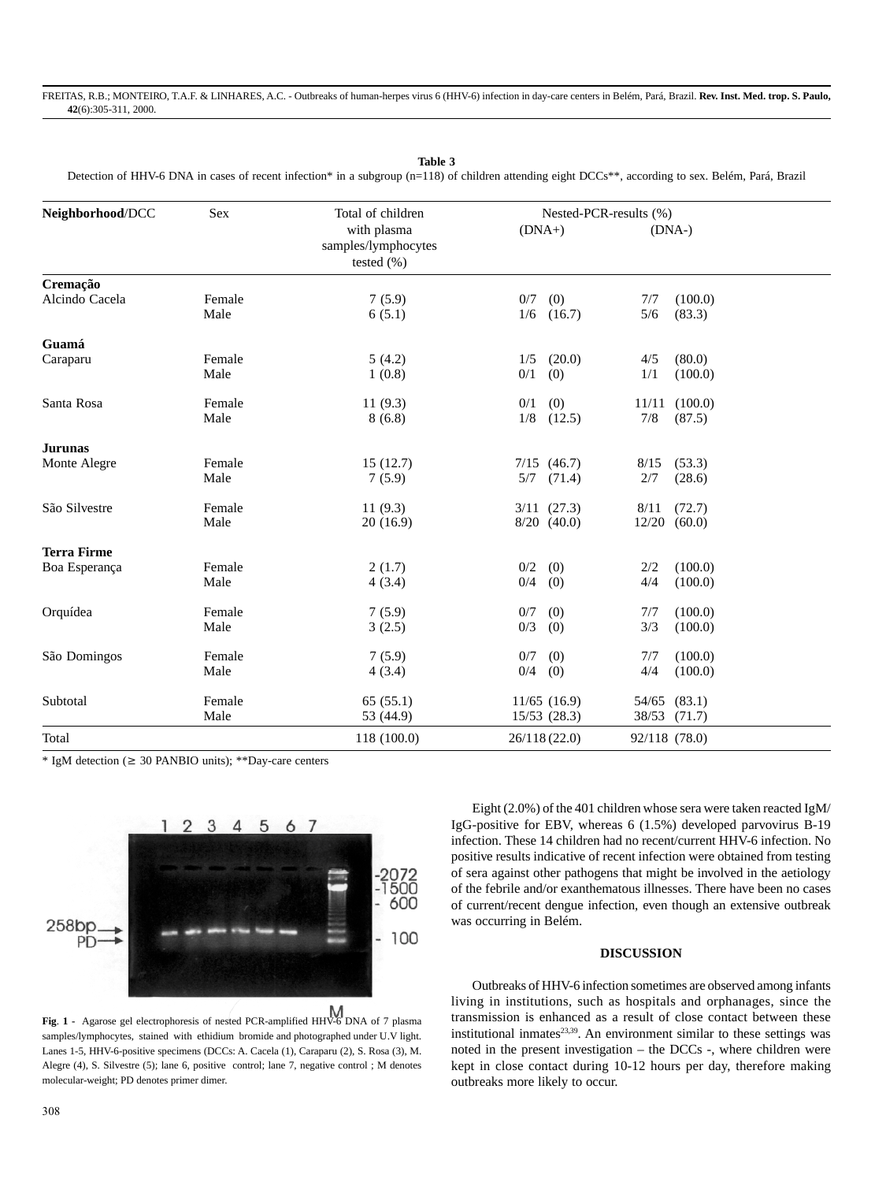**Table 3**
Detection of HHV-6 DNA in cases of recent infection* in a subgroup (n=118) of children attending eight DCCs**, according to sex. Belém, Pará, Brazil

| **Neighborhood**/DCC | Sex | Total of children with plasma samples/lymphocytes tested (%) | Nested-PCR-results (%) (DNA+) | (DNA-) |
|---|---|---|---|---|
| **Cremação** | | | | |
| Alcindo Cacela | Female | 7 (5.9) | 0/7 (0) | 7/7 (100.0) |
| | Male | 6 (5.1) | 1/6 (16.7) | 5/6 (83.3) |
| **Guamá** | | | | |
| Caraparu | Female | 5 (4.2) | 1/5 (20.0) | 4/5 (80.0) |
| | Male | 1 (0.8) | 0/1 (0) | 1/1 (100.0) |
| Santa Rosa | Female | 11 (9.3) | 0/1 (0) | 11/11 (100.0) |
| | Male | 8 (6.8) | 1/8 (12.5) | 7/8 (87.5) |
| **Jurunas** | | | | |
| Monte Alegre | Female | 15 (12.7) | 7/15 (46.7) | 8/15 (53.3) |
| | Male | 7 (5.9) | 5/7 (71.4) | 2/7 (28.6) |
| São Silvestre | Female | 11 (9.3) | 3/11 (27.3) | 8/11 (72.7) |
| | Male | 20 (16.9) | 8/20 (40.0) | 12/20 (60.0) |
| **Terra Firme** | | | | |
| Boa Esperança | Female | 2 (1.7) | 0/2 (0) | 2/2 (100.0) |
| | Male | 4 (3.4) | 0/4 (0) | 4/4 (100.0) |
| Orquídea | Female | 7 (5.9) | 0/7 (0) | 7/7 (100.0) |
| | Male | 3 (2.5) | 0/3 (0) | 3/3 (100.0) |
| São Domingos | Female | 7 (5.9) | 0/7 (0) | 7/7 (100.0) |
| | Male | 4 (3.4) | 0/4 (0) | 4/4 (100.0) |
| Subtotal | Female | 65 (55.1) | 11/65 (16.9) | 54/65 (83.1) |
| | Male | 53 (44.9) | 15/53 (28.3) | 38/53 (71.7) |
| Total | | 118 (100.0) | 26/118 (22.0) | 92/118 (78.0) |

* IgM detection (≥ 30 PANBIO units); **Day-care centers

**Fig. 1** - Agarose gel electrophoresis of nested PCR-amplified HHV-6 DNA of 7 plasma samples/lymphocytes, stained with ethidium bromide and photographed under U.V light. Lanes 1-5, HHV-6-positive specimens (DCCs: A. Cacela (1), Caraparu (2), S. Rosa (3), M. Alegre (4), S. Silvestre (5); lane 6, positive control; lane 7, negative control ; M denotes molecular-weight; PD denotes primer dimer.

Eight (2.0%) of the 401 children whose sera were taken reacted IgM/IgG-positive for EBV, whereas 6 (1.5%) developed parvovirus B-19 infection. These 14 children had no recent/current HHV-6 infection. No positive results indicative of recent infection were obtained from testing of sera against other pathogens that might be involved in the aetiology of the febrile and/or exanthematous illnesses. There have been no cases of current/recent dengue infection, even though an extensive outbreak was occurring in Belém.

## DISCUSSION

Outbreaks of HHV-6 infection sometimes are observed among infants living in institutions, such as hospitals and orphanages, since the transmission is enhanced as a result of close contact between these institutional inmates[23,39]. An environment similar to these settings was noted in the present investigation – the DCCs -, where children were kept in close contact during 10-12 hours per day, therefore making outbreaks more likely to occur.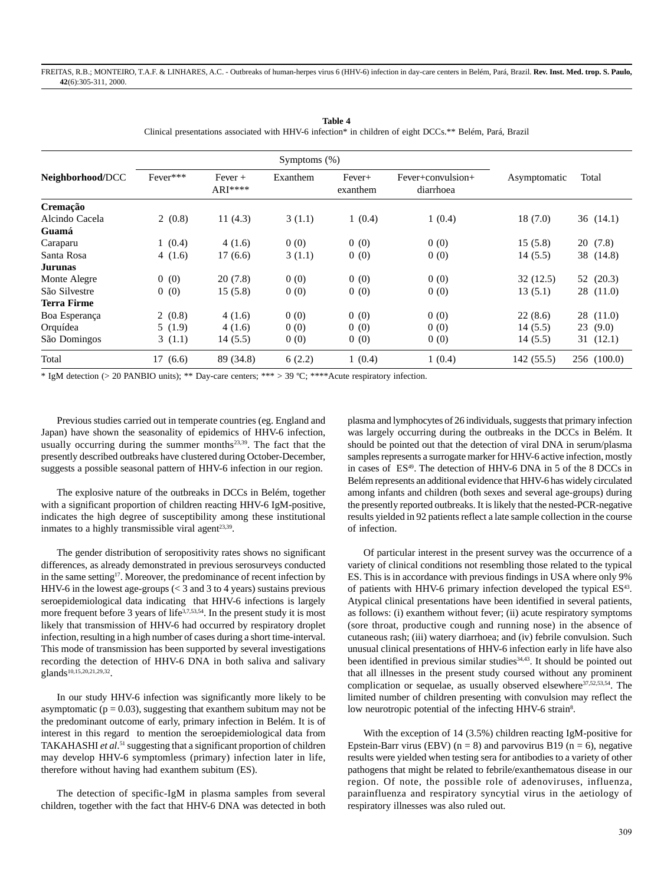**Table 4**
Clinical presentations associated with HHV-6 infection* in children of eight DCCs.** Belém, Pará, Brazil

| Neighborhood/DCC | Symptoms (%) | | | | | Asymptomatic | Total |
|---|---|---|---|---|---|---|---|
| | Fever*** | Fever + ARI**** | Exanthem | Fever+ exanthem | Fever+convulsion+ diarrhoea | | |
| **Cremação** | | | | | | | |
| Alcindo Cacela | 2 (0.8) | 11 (4.3) | 3 (1.1) | 1 (0.4) | 1 (0.4) | 18 (7.0) | 36 (14.1) |
| **Guamá** | | | | | | | |
| Caraparu | 1 (0.4) | 4 (1.6) | 0 (0) | 0 (0) | 0 (0) | 15 (5.8) | 20 (7.8) |
| Santa Rosa | 4 (1.6) | 17 (6.6) | 3 (1.1) | 0 (0) | 0 (0) | 14 (5.5) | 38 (14.8) |
| **Jurunas** | | | | | | | |
| Monte Alegre | 0 (0) | 20 (7.8) | 0 (0) | 0 (0) | 0 (0) | 32 (12.5) | 52 (20.3) |
| São Silvestre | 0 (0) | 15 (5.8) | 0 (0) | 0 (0) | 0 (0) | 13 (5.1) | 28 (11.0) |
| **Terra Firme** | | | | | | | |
| Boa Esperança | 2 (0.8) | 4 (1.6) | 0 (0) | 0 (0) | 0 (0) | 22 (8.6) | 28 (11.0) |
| Orquídea | 5 (1.9) | 4 (1.6) | 0 (0) | 0 (0) | 0 (0) | 14 (5.5) | 23 (9.0) |
| São Domingos | 3 (1.1) | 14 (5.5) | 0 (0) | 0 (0) | 0 (0) | 14 (5.5) | 31 (12.1) |
| Total | 17 (6.6) | 89 (34.8) | 6 (2.2) | 1 (0.4) | 1 (0.4) | 142 (55.5) | 256 (100.0) |

* IgM detection (> 20 PANBIO units); ** Day-care centers; *** > 39 ºC; ****Acute respiratory infection.

Previous studies carried out in temperate countries (eg. England and Japan) have shown the seasonality of epidemics of HHV-6 infection, usually occurring during the summer months[23,39]. The fact that the presently described outbreaks have clustered during October-December, suggests a possible seasonal pattern of HHV-6 infection in our region.

The explosive nature of the outbreaks in DCCs in Belém, together with a significant proportion of children reacting HHV-6 IgM-positive, indicates the high degree of susceptibility among these institutional inmates to a highly transmissible viral agent[23,39].

The gender distribution of seropositivity rates shows no significant differences, as already demonstrated in previous serosurveys conducted in the same setting[17]. Moreover, the predominance of recent infection by HHV-6 in the lowest age-groups (< 3 and 3 to 4 years) sustains previous seroepidemiological data indicating that HHV-6 infections is largely more frequent before 3 years of life[3,7,53,54]. In the present study it is most likely that transmission of HHV-6 had occurred by respiratory droplet infection, resulting in a high number of cases during a short time-interval. This mode of transmission has been supported by several investigations recording the detection of HHV-6 DNA in both saliva and salivary glands[10,15,20,21,29,32].

In our study HHV-6 infection was significantly more likely to be asymptomatic ($p = 0.03$), suggesting that exanthem subitum may not be the predominant outcome of early, primary infection in Belém. It is of interest in this regard to mention the seroepidemiological data from TAKAHASHI *et al.*[51] suggesting that a significant proportion of children may develop HHV-6 symptomless (primary) infection later in life, therefore without having had exanthem subitum (ES).

The detection of specific-IgM in plasma samples from several children, together with the fact that HHV-6 DNA was detected in both plasma and lymphocytes of 26 individuals, suggests that primary infection was largely occurring during the outbreaks in the DCCs in Belém. It should be pointed out that the detection of viral DNA in serum/plasma samples represents a surrogate marker for HHV-6 active infection, mostly in cases of ES[49]. The detection of HHV-6 DNA in 5 of the 8 DCCs in Belém represents an additional evidence that HHV-6 has widely circulated among infants and children (both sexes and several age-groups) during the presently reported outbreaks. It is likely that the nested-PCR-negative results yielded in 92 patients reflect a late sample collection in the course of infection.

Of particular interest in the present survey was the occurrence of a variety of clinical conditions not resembling those related to the typical ES. This is in accordance with previous findings in USA where only 9% of patients with HHV-6 primary infection developed the typical ES[43]. Atypical clinical presentations have been identified in several patients, as follows: (i) exanthem without fever; (ii) acute respiratory symptoms (sore throat, productive cough and running nose) in the absence of cutaneous rash; (iii) watery diarrhoea; and (iv) febrile convulsion. Such unusual clinical presentations of HHV-6 infection early in life have also been identified in previous similar studies[34,43]. It should be pointed out that all illnesses in the present study coursed without any prominent complication or sequelae, as usually observed elsewhere[37,52,53,54]. The limited number of children presenting with convulsion may reflect the low neurotropic potential of the infecting HHV-6 strain[8].

With the exception of 14 (3.5%) children reacting IgM-positive for Epstein-Barr virus (EBV) (n = 8) and parvovirus B19 (n = 6), negative results were yielded when testing sera for antibodies to a variety of other pathogens that might be related to febrile/exanthematous disease in our region. Of note, the possible role of adenoviruses, influenza, parainfluenza and respiratory syncytial virus in the aetiology of respiratory illnesses was also ruled out.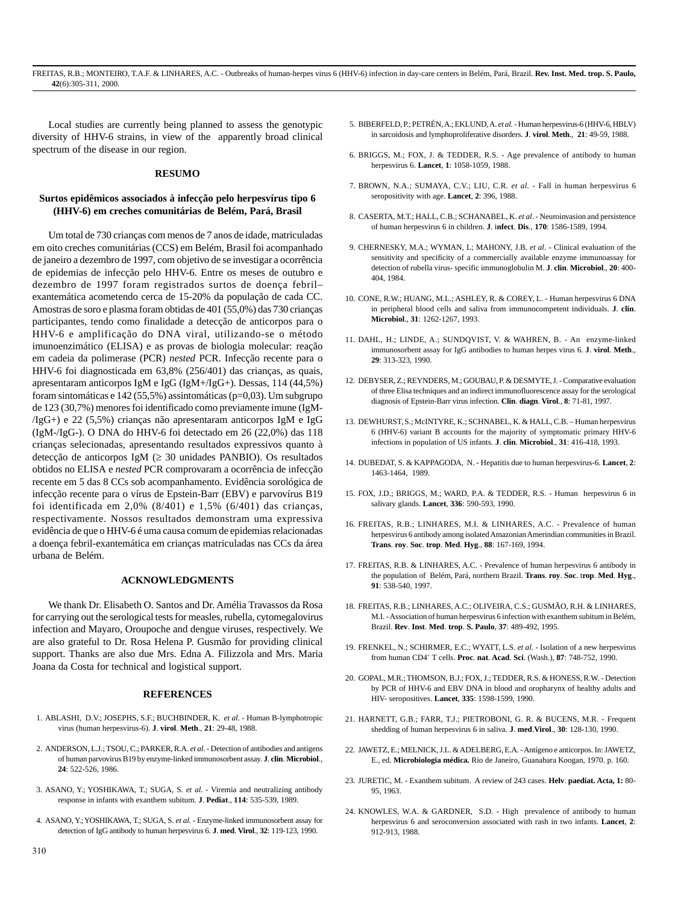Local studies are currently being planned to assess the genotypic diversity of HHV-6 strains, in view of the apparently broad clinical spectrum of the disease in our region.

## RESUMO

### Surtos epidêmicos associados à infecção pelo herpesvírus tipo 6 (HHV-6) em creches comunitárias de Belém, Pará, Brasil

Um total de 730 crianças com menos de 7 anos de idade, matriculadas em oito creches comunitárias (CCS) em Belém, Brasil foi acompanhado de janeiro a dezembro de 1997, com objetivo de se investigar a ocorrência de epidemias de infecção pelo HHV-6. Entre os meses de outubro e dezembro de 1997 foram registrados surtos de doença febril–exantemática acometendo cerca de 15-20% da população de cada CC. Amostras de soro e plasma foram obtidas de 401 (55,0%) das 730 crianças participantes, tendo como finalidade a detecção de anticorpos para o HHV-6 e amplificação do DNA viral, utilizando-se o método imunoenzimático (ELISA) e as provas de biologia molecular: reação em cadeia da polimerase (PCR) *nested* PCR. Infecção recente para o HHV-6 foi diagnosticada em 63,8% (256/401) das crianças, as quais, apresentaram anticorpos IgM e IgG (IgM+/IgG+). Dessas, 114 (44,5%) foram sintomáticas e 142 (55,5%) assintomáticas (p=0,03). Um subgrupo de 123 (30,7%) menores foi identificado como previamente imune (IgM-/IgG+) e 22 (5,5%) crianças não apresentaram anticorpos IgM e IgG (IgM-/IgG-). O DNA do HHV-6 foi detectado em 26 (22,0%) das 118 crianças selecionadas, apresentando resultados expressivos quanto à detecção de anticorpos IgM (≥ 30 unidades PANBIO). Os resultados obtidos no ELISA e *nested* PCR comprovaram a ocorrência de infecção recente em 5 das 8 CCs sob acompanhamento. Evidência sorológica de infecção recente para o vírus de Epstein-Barr (EBV) e parvovírus B19 foi identificada em 2,0% (8/401) e 1,5% (6/401) das crianças, respectivamente. Nossos resultados demonstram uma expressiva evidência de que o HHV-6 é uma causa comum de epidemias relacionadas a doença febril-exantemática em crianças matriculadas nas CCs da área urbana de Belém.

## ACKNOWLEDGMENTS

We thank Dr. Elisabeth O. Santos and Dr. Amélia Travassos da Rosa for carrying out the serological tests for measles, rubella, cytomegalovirus infection and Mayaro, Oroupoche and dengue viruses, respectively. We are also grateful to Dr. Rosa Helena P. Gusmão for providing clinical support. Thanks are also due Mrs. Edna A. Filizzola and Mrs. Maria Joana da Costa for technical and logistical support.

## REFERENCES

1. ABLASHI, D.V.; JOSEPHS, S.F.; BUCHBINDER, K. *et al.* - Human B-lymphotropic virus (human herpesvirus-6). **J**. **virol**. **Meth**., **21**: 29-48, 1988.
2. ANDERSON, L.J.; TSOU, C.; PARKER, R.A. *et al*. - Detection of antibodies and antigens of human parvovirus B19 by enzyme-linked immunosorbent assay. **J**. **clin**. **Microbiol**., **24**: 522-526, 1986.
3. ASANO, Y.; YOSHIKAWA, T.; SUGA, S. *et al.* - Viremia and neutralizing antibody response in infants with exanthem subitum. **J**. **Pediat**., **114**: 535-539, 1989.
4. ASANO, Y.; YOSHIKAWA, T.; SUGA, S. *et al.* - Enzyme-linked immunosorbent assay for detection of IgG antibody to human herpesvirus 6. **J**. **med**. **Virol**., **32**: 119-123, 1990.
5. BIBERFELD, P.; PETRÉN, A.; EKLUND, A. *et al.* - Human herpesvirus-6 (HHV-6, HBLV) in sarcoidosis and lymphoproliferative disorders. **J**. **virol**. **Meth**., **21**: 49-59, 1988.
6. BRIGGS, M.; FOX, J. & TEDDER, R.S. - Age prevalence of antibody to human herpesvirus 6. **Lancet**, **1**: 1058-1059, 1988.
7. BROWN, N.A.; SUMAYA, C.V.; LIU, C.R. *et al*. - Fall in human herpesvirus 6 seropositivity with age. **Lancet**, **2**: 396, 1988.
8. CASERTA, M.T.; HALL, C.B.; SCHANABEL, K. *et al*. - Neuroinvasion and persistence of human herpesvirus 6 in children. **J**. **infect**. **Dis**., **170**: 1586-1589, 1994.
9. CHERNESKY, M.A.; WYMAN, L; MAHONY, J.B. *et al.* - Clinical evaluation of the sensitivity and specificity of a commercially available enzyme immunoassay for detection of rubella virus- specific immunoglobulin M. **J**. **clin**. **Microbiol**., **20**: 400-404, 1984.
10. CONE, R.W.; HUANG, M.L.; ASHLEY, R. & COREY, L. - Human herpesvirus 6 DNA in peripheral blood cells and saliva from immunocompetent individuals. **J**. **clin**. **Microbiol**., **31**: 1262-1267, 1993.
11. DAHL, H.; LINDE, A.; SUNDQVIST, V. & WAHREN, B. - An enzyme-linked immunosorbent assay for IgG antibodies to human herpes virus 6. **J**. **virol**. **Meth**., **29**: 313-323, 1990.
12. DEBYSER, Z.; REYNDERS, M.; GOUBAU, P. & DESMYTE, J. - Comparative evaluation of three Elisa techniques and an indirect immunofluorescence assay for the serological diagnosis of Epstein-Barr virus infection. **Clin**. **diagn**. **Virol**., **8**: 71-81, 1997.
13. DEWHURST, S.; McINTYRE, K.; SCHNABEL, K. & HALL, C.B. – Human herpesvirus 6 (HHV-6) variant B accounts for the majority of symptomatic primary HHV-6 infections in population of US infants. **J**. **clin**. **Microbiol**., **31**: 416-418, 1993.
14. DUBEDAT, S. & KAPPAGODA, N. - Hepatitis due to human herpesvirus-6. **Lancet**, **2**: 1463-1464, 1989.
15. FOX, J.D.; BRIGGS, M.; WARD, P.A. & TEDDER, R.S. - Human herpesvirus 6 in salivary glands. **Lancet**, **336**: 590-593, 1990.
16. FREITAS, R.B.; LINHARES, M.I. & LINHARES, A.C. - Prevalence of human herpesvirus 6 antibody among isolated Amazonian Amerindian communities in Brazil. **Trans**. **roy**. **Soc**. **trop**. **Med**. **Hyg**., **88**: 167-169, 1994.
17. FREITAS, R.B. & LINHARES, A.C. - Prevalence of human herpesvirus 6 antibody in the population of Belém, Pará, northern Brazil. **Trans**. **roy**. **Soc**. t**rop**. **Med**. **Hyg**., **91**: 538-540, 1997.
18. FREITAS, R.B.; LINHARES, A.C.; OLIVEIRA, C.S.; GUSMÃO, R.H. & LINHARES, M.I. - Association of human herpesvirus 6 infection with exanthem subitum in Belém, Brazil. **Rev**. **Inst**. **Med**. **trop**. **S. Paulo**, **37**: 489-492, 1995.
19. FRENKEL, N.; SCHIRMER, E.C.; WYATT, L.S. *et al*. - Isolation of a new herpesvirus from human CD4+ T cells. **Proc**. **nat**. **Acad**. **Sci**. (Wash.), **87**: 748-752, 1990.
20. GOPAL, M.R.; THOMSON, B.J.; FOX, J.; TEDDER, R.S. & HONESS, R.W. - Detection by PCR of HHV-6 and EBV DNA in blood and oropharynx of healthy adults and HIV- seropositives. **Lancet**, **335**: 1598-1599, 1990.
21. HARNETT, G.B.; FARR, T.J.; PIETROBONI, G. R. & BUCENS, M.R. - Frequent shedding of human herpesvirus 6 in saliva. **J**. **med**.**Virol**., **30**: 128-130, 1990.
22. JAWETZ, E.; MELNICK, J.L. & ADELBERG, E.A. - Antígeno e anticorpos. In: JAWETZ, E., ed. **Microbiologia médica.** Rio de Janeiro, Guanabara Koogan, 1970. p. 160.
23. JURETIC, M. - Exanthem subitum. A review of 243 cases. **Helv**. **paediat. Acta, 1:** 80-95, 1963.
24. KNOWLES, W.A. & GARDNER, S.D. - High prevalence of antibody to human herpesvirus 6 and seroconversion associated with rash in two infants. **Lancet**, **2**: 912-913, 1988.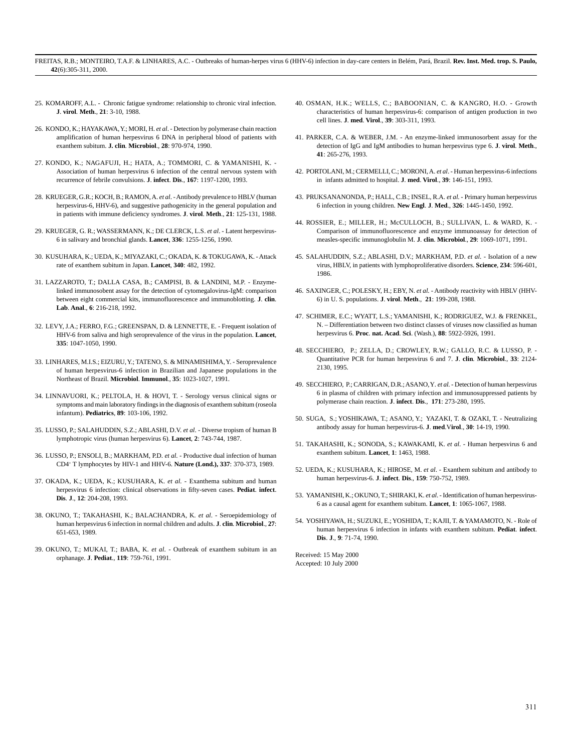25. KOMAROFF, A.L. - Chronic fatigue syndrome: relationship to chronic viral infection. **J**. **virol**. **Meth**., **21**: 3-10, 1988.

26. KONDO, K.; HAYAKAWA, Y.; MORI, H. *et al*. - Detection by polymerase chain reaction amplification of human herpesvirus 6 DNA in peripheral blood of patients with exanthem subitum. **J. clin**. **Microbiol**., **28**: 970-974, 1990.

27. KONDO, K.; NAGAFUJI, H.; HATA, A.; TOMMORI, C. & YAMANISHI, K. - Association of human herpesvirus 6 infection of the central nervous system with recurrence of febrile convulsions. **J**. **infect**. **Dis**., **167**: 1197-1200, 1993.

28. KRUEGER, G.R.; KOCH, B.; RAMON, A. *et al*. - Antibody prevalence to HBLV (human herpesvirus-6, HHV-6), and suggestive pathogenicity in the general population and in patients with immune deficiency syndromes. **J**. **virol**. **Meth**., **21**: 125-131, 1988.

29. KRUEGER, G. R.; WASSERMANN, K.; DE CLERCK, L.S. *et al*. - Latent herpesvirus-6 in salivary and bronchial glands. **Lancet**, **336**: 1255-1256, 1990.

30. KUSUHARA, K.; UEDA, K.; MIYAZAKI, C.; OKADA, K. & TOKUGAWA, K. - Attack rate of exanthem subitum in Japan. **Lancet**, **340**: 482, 1992.

31. LAZZAROTO, T.; DALLA CASA, B.; CAMPISI, B. & LANDINI, M.P. - Enzyme-linked immunosobent assay for the detection of cytomegalovirus-IgM: comparison between eight commercial kits, immunofluorescence and immunoblotting. **J**. **clin**. **Lab**. **Anal**., **6**: 216-218, 1992.

32. LEVY, J.A.; FERRO, F.G.; GREENSPAN, D. & LENNETTE, E. - Frequent isolation of HHV-6 from saliva and high seroprevalence of the virus in the population. **Lancet**, **335**: 1047-1050, 1990.

33. LINHARES, M.I.S.; EIZURU, Y.; TATENO, S. & MINAMISHIMA, Y. - Seroprevalence of human herpesvirus-6 infection in Brazilian and Japanese populations in the Northeast of Brazil. **Microbiol**. **Immunol**., **35**: 1023-1027, 1991.

34. LINNAVUORI, K.; PELTOLA, H. & HOVI, T. - Serology versus clinical signs or symptoms and main laboratory findings in the diagnosis of exanthem subitum (roseola infantum). **Pediatrics**, **89**: 103-106, 1992.

35. LUSSO, P.; SALAHUDDIN, S.Z.; ABLASHI, D.V. *et al*. - Diverse tropism of human B lymphotropic virus (human herpesvirus 6). **Lancet**, **2**: 743-744, 1987.

36. LUSSO, P.; ENSOLI, B.; MARKHAM, P.D. *et al*. - Productive dual infection of human CD4+ T lymphocytes by HIV-1 and HHV-6. **Nature (Lond.), 337**: 370-373, 1989.

37. OKADA, K.; UEDA, K.; KUSUHARA, K. *et al*. - Exanthema subitum and human herpesvirus 6 infection: clinical observations in fifty-seven cases. **Pediat**. **infect**. **Dis**. **J**., **12**: 204-208, 1993.

38. OKUNO, T.; TAKAHASHI, K.; BALACHANDRA, K. *et al*. - Seroepidemiology of human herpesvirus 6 infection in normal children and adults. **J**. **clin**. **Microbiol**., **27**: 651-653, 1989.

39. OKUNO, T.; MUKAI, T.; BABA, K. *et al*. - Outbreak of exanthem subitum in an orphanage. **J**. **Pediat**., **119**: 759-761, 1991.

40. OSMAN, H.K.; WELLS, C.; BABOONIAN, C. & KANGRO, H.O. - Growth characteristics of human herpesvirus-6: comparison of antigen production in two cell lines. **J**. **med**. **Virol**., **39**: 303-311, 1993.

41. PARKER, C.A. & WEBER, J.M. - An enzyme-linked immunosorbent assay for the detection of IgG and IgM antibodies to human herpesvirus type 6. **J**. **virol**. **Meth**., **41**: 265-276, 1993.

42. PORTOLANI, M.; CERMELLI, C.; MORONI, A. *et al*. - Human herpesvirus-6 infections in infants admitted to hospital. **J**. **med**. **Virol**., **39**: 146-151, 1993.

43. PRUKSANANONDA, P.; HALL, C.B.; INSEL, R.A. *et al.* - Primary human herpesvirus 6 infection in young children. **New Engl**. **J**. **Med**., **326**: 1445-1450, 1992.

44. ROSSIER, E.; MILLER, H.; McCULLOCH, B.; SULLIVAN, L. & WARD, K. - Comparison of immunofluorescence and enzyme immunoassay for detection of measles-specific immunoglobulin M. **J**. **clin**. **Microbiol**., **29**: 1069-1071, 1991.

45. SALAHUDDIN, S.Z.; ABLASHI, D.V.; MARKHAM, P.D. *et al.* - Isolation of a new virus, HBLV, in patients with lymphoproliferative disorders. **Science**, **234**: 596-601, 1986.

46. SAXINGER, C.; POLESKY, H.; EBY, N. *et al.* - Antibody reactivity with HBLV (HHV-6) in U. S. populations. **J**. **virol**. **Meth**., **21**: 199-208, 1988.

47. SCHIMER, E.C.; WYATT, L.S.; YAMANISHI, K.; RODRIGUEZ, W.J. & FRENKEL, N. – Differentiation between two distinct classes of viruses now classified as human herpesvirus 6. **Proc**. **nat. Acad**. **Sci**. (Wash.), **88**: 5922-5926, 1991.

48. SECCHIERO, P.; ZELLA, D.; CROWLEY, R.W.; GALLO, R.C. & LUSSO, P. - Quantitative PCR for human herpesvirus 6 and 7. **J**. **clin**. **Microbiol**., **33**: 2124-2130, 1995.

49. SECCHIERO, P.; CARRIGAN, D.R.; ASANO, Y. *et al.* - Detection of human herpesvirus 6 in plasma of children with primary infection and immunosuppressed patients by polymerase chain reaction. **J**. **infect**. **Dis**., **171**: 273-280, 1995.

50. SUGA, S.; YOSHIKAWA, T.; ASANO, Y.; YAZAKI, T. & OZAKI, T. - Neutralizing antibody assay for human herpesvirus-6. **J**. **med**.**Virol**., **30**: 14-19, 1990.

51. TAKAHASHI, K.; SONODA, S.; KAWAKAMI, K. *et al.* - Human herpesvirus 6 and exanthem subitum. **Lancet**, **1**: 1463, 1988.

52. UEDA, K.; KUSUHARA, K.; HIROSE, M. *et al*. - Exanthem subitum and antibody to human herpesvirus-6. **J**. **infect**. **Dis**., **159**: 750-752, 1989.

53. YAMANISHI, K.; OKUNO, T.; SHIRAKI, K. *et al*. - Identification of human herpesvirus-6 as a causal agent for exanthem subitum. **Lancet**, **1**: 1065-1067, 1988.

54. YOSHIYAWA, H.; SUZUKI, E.; YOSHIDA, T.; KAJII, T. & YAMAMOTO, N. - Role of human herpesvirus 6 infection in infants with exanthem subitum. **Pediat**. **infect**. **Dis**. **J**., **9**: 71-74, 1990.

Received: 15 May 2000
Accepted: 10 July 2000